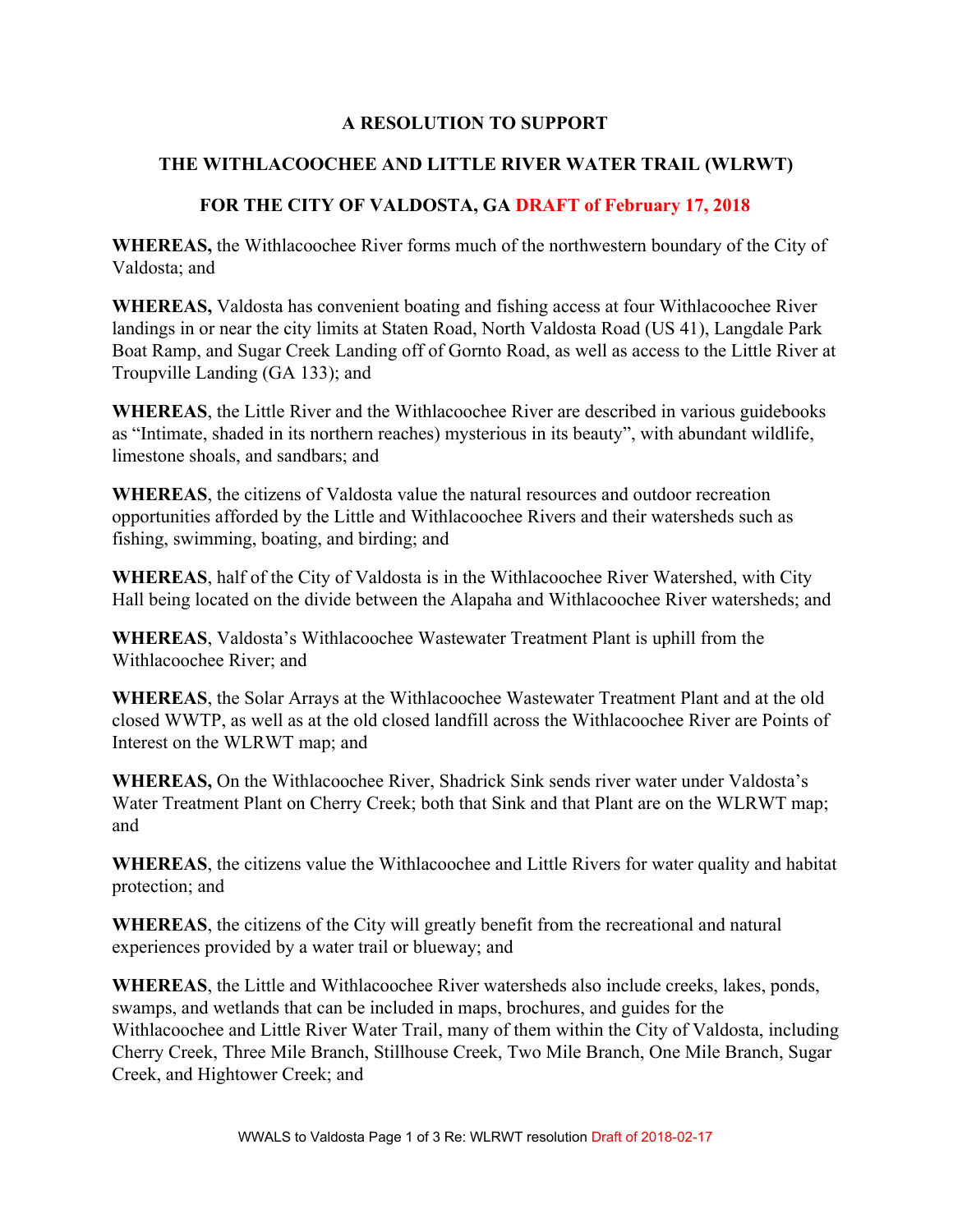# A RESOLUTION TO SUPPORT

# THE WITHLACOOCHEE AND LITTLE RIVER WATER TRAIL (WLRWT)

# FOR THE CITY OF VALDOSTA, GA DRAFT of February 17, 2018

**WHEREAS,** the Withlacoochee River forms much of the northwestern boundary of the City of Valdosta; and

**WHEREAS,** Valdosta has convenient boating and fishing access at four Withlacoochee River landings in or near the city limits at Staten Road, North Valdosta Road (US 41), Langdale Park Boat Ramp, and Sugar Creek Landing off of Gornto Road, as well as access to the Little River at Troupville Landing (GA 133); and

**WHEREAS**, the Little River and the Withlacoochee River are described in various guidebooks as "Intimate, shaded in its northern reaches) mysterious in its beauty", with abundant wildlife, limestone shoals, and sandbars; and

**WHEREAS**, the citizens of Valdosta value the natural resources and outdoor recreation opportunities afforded by the Little and Withlacoochee Rivers and their watersheds such as fishing, swimming, boating, and birding; and

**WHEREAS**, half of the City of Valdosta is in the Withlacoochee River Watershed, with City Hall being located on the divide between the Alapaha and Withlacoochee River watersheds; and

**WHEREAS**, Valdosta's Withlacoochee Wastewater Treatment Plant is uphill from the Withlacoochee River; and

**WHEREAS**, the Solar Arrays at the Withlacoochee Wastewater Treatment Plant and at the old closed WWTP, as well as at the old closed landfill across the Withlacoochee River are Points of Interest on the WLRWT map; and

**WHEREAS,** On the Withlacoochee River, Shadrick Sink sends river water under Valdosta's Water Treatment Plant on Cherry Creek; both that Sink and that Plant are on the WLRWT map; and

**WHEREAS**, the citizens value the Withlacoochee and Little Rivers for water quality and habitat protection; and

**WHEREAS**, the citizens of the City will greatly benefit from the recreational and natural experiences provided by a water trail or blueway; and

**WHEREAS**, the Little and Withlacoochee River watersheds also include creeks, lakes, ponds, swamps, and wetlands that can be included in maps, brochures, and guides for the Withlacoochee and Little River Water Trail, many of them within the City of Valdosta, including Cherry Creek, Three Mile Branch, Stillhouse Creek, Two Mile Branch, One Mile Branch, Sugar Creek, and Hightower Creek; and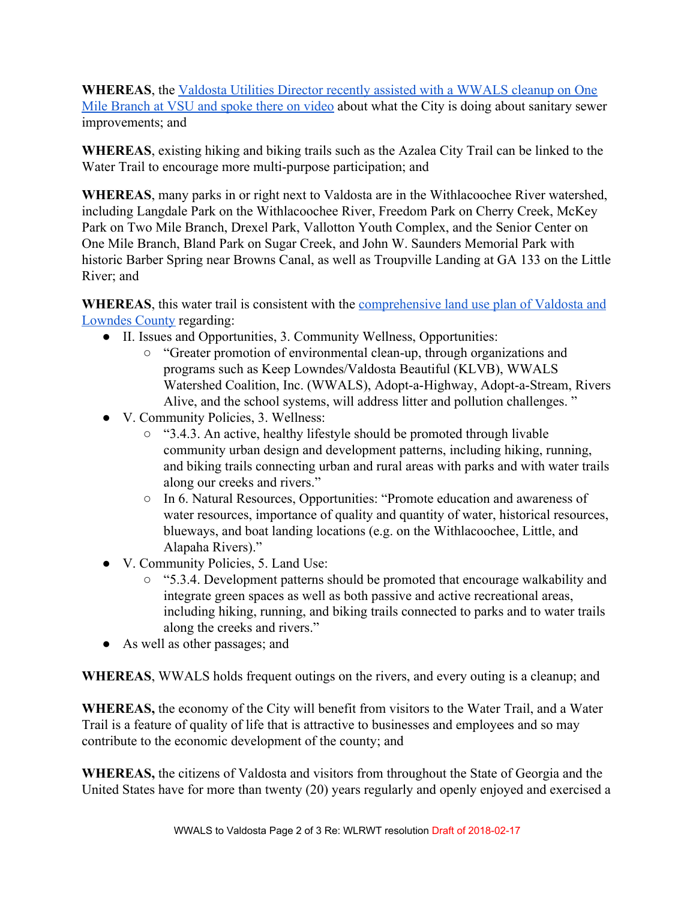**WHEREAS**, the Valdosta Utilities Director recently assisted with a WWALS cleanup on One Mile Branch at VSU and spoke there on video about what the City is doing about sanitary sewer improvements; and

**WHEREAS**, existing hiking and biking trails such as the Azalea City Trail can be linked to the Water Trail to encourage more multi-purpose participation; and

**WHEREAS**, many parks in or right next to Valdosta are in the Withlacoochee River watershed, including Langdale Park on the Withlacoochee River, Freedom Park on Cherry Creek, McKey Park on Two Mile Branch, Drexel Park, Vallotton Youth Complex, and the Senior Center on One Mile Branch, Bland Park on Sugar Creek, and John W. Saunders Memorial Park with historic Barber Spring near Browns Canal, as well as Troupville Landing at GA 133 on the Little River; and

**WHEREAS**, this water trail is consistent with the comprehensive land use plan of Valdosta and Lowndes County regarding:

- II. Issues and Opportunities, 3. Community Wellness, Opportunities:
  - "Greater promotion of environmental clean-up, through organizations and programs such as Keep Lowndes/Valdosta Beautiful (KLVB), WWALS Watershed Coalition, Inc. (WWALS), Adopt-a-Highway, Adopt-a-Stream, Rivers Alive, and the school systems, will address litter and pollution challenges. "
- V. Community Policies, 3. Wellness:
  - "3.4.3. An active, healthy lifestyle should be promoted through livable community urban design and development patterns, including hiking, running, and biking trails connecting urban and rural areas with parks and with water trails along our creeks and rivers."
  - In 6. Natural Resources, Opportunities: "Promote education and awareness of water resources, importance of quality and quantity of water, historical resources, blueways, and boat landing locations (e.g. on the Withlacoochee, Little, and Alapaha Rivers)."
- V. Community Policies, 5. Land Use:
  - "5.3.4. Development patterns should be promoted that encourage walkability and integrate green spaces as well as both passive and active recreational areas, including hiking, running, and biking trails connected to parks and to water trails along the creeks and rivers."
- As well as other passages; and

**WHEREAS**, WWALS holds frequent outings on the rivers, and every outing is a cleanup; and

**WHEREAS,** the economy of the City will benefit from visitors to the Water Trail, and a Water Trail is a feature of quality of life that is attractive to businesses and employees and so may contribute to the economic development of the county; and

**WHEREAS,** the citizens of Valdosta and visitors from throughout the State of Georgia and the United States have for more than twenty (20) years regularly and openly enjoyed and exercised a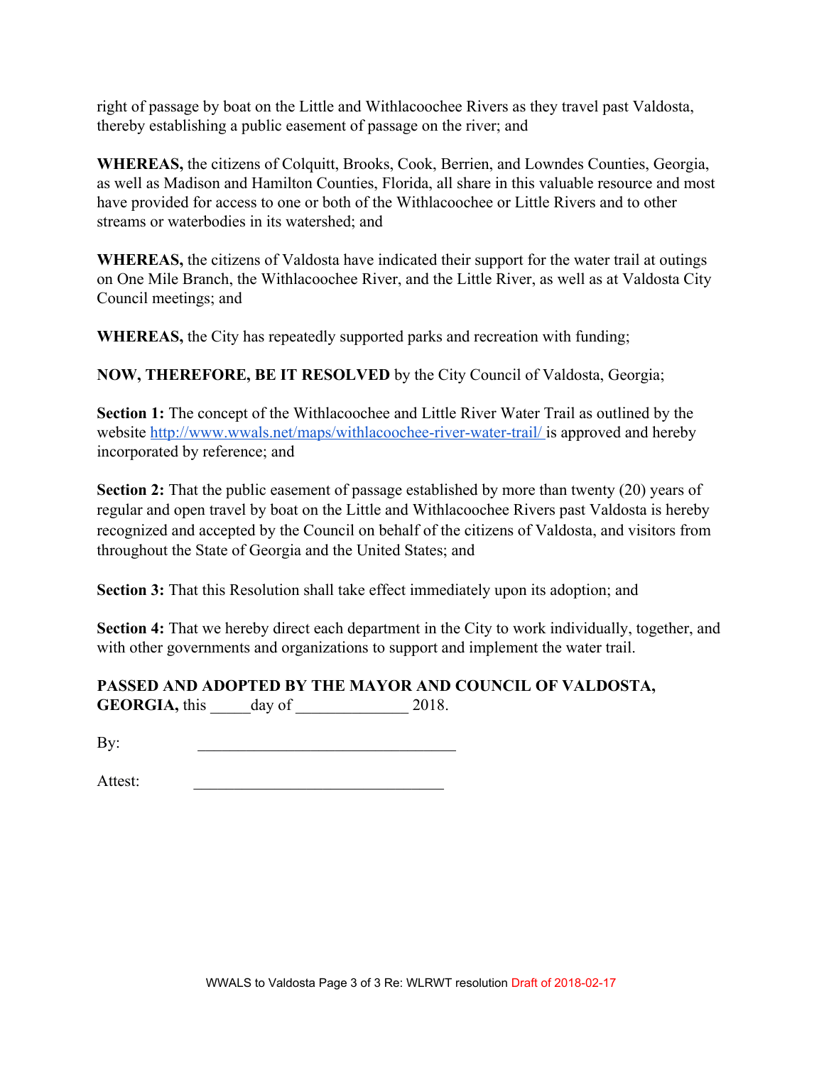right of passage by boat on the Little and Withlacoochee Rivers as they travel past Valdosta, thereby establishing a public easement of passage on the river; and

**WHEREAS,** the citizens of Colquitt, Brooks, Cook, Berrien, and Lowndes Counties, Georgia, as well as Madison and Hamilton Counties, Florida, all share in this valuable resource and most have provided for access to one or both of the Withlacoochee or Little Rivers and to other streams or waterbodies in its watershed; and

**WHEREAS,** the citizens of Valdosta have indicated their support for the water trail at outings on One Mile Branch, the Withlacoochee River, and the Little River, as well as at Valdosta City Council meetings; and

**WHEREAS,** the City has repeatedly supported parks and recreation with funding;

**NOW, THEREFORE, BE IT RESOLVED** by the City Council of Valdosta, Georgia;

**Section 1:** The concept of the Withlacoochee and Little River Water Trail as outlined by the website [http://www.wwals.net/maps/withlacoochee-river-water-trail/](http://www.wwals.net/maps/withlacoochee-river-water-trail/) is approved and hereby incorporated by reference; and

**Section 2:** That the public easement of passage established by more than twenty (20) years of regular and open travel by boat on the Little and Withlacoochee Rivers past Valdosta is hereby recognized and accepted by the Council on behalf of the citizens of Valdosta, and visitors from throughout the State of Georgia and the United States; and

**Section 3:** That this Resolution shall take effect immediately upon its adoption; and

**Section 4:** That we hereby direct each department in the City to work individually, together, and with other governments and organizations to support and implement the water trail.

**PASSED AND ADOPTED BY THE MAYOR AND COUNCIL OF VALDOSTA, GEORGIA,** this _____day of ______________ 2018.

By: ________________________________

Attest: ________________________________

WWALS to Valdosta Page 3 of 3 Re: WLRWT resolution Draft of 2018-02-17